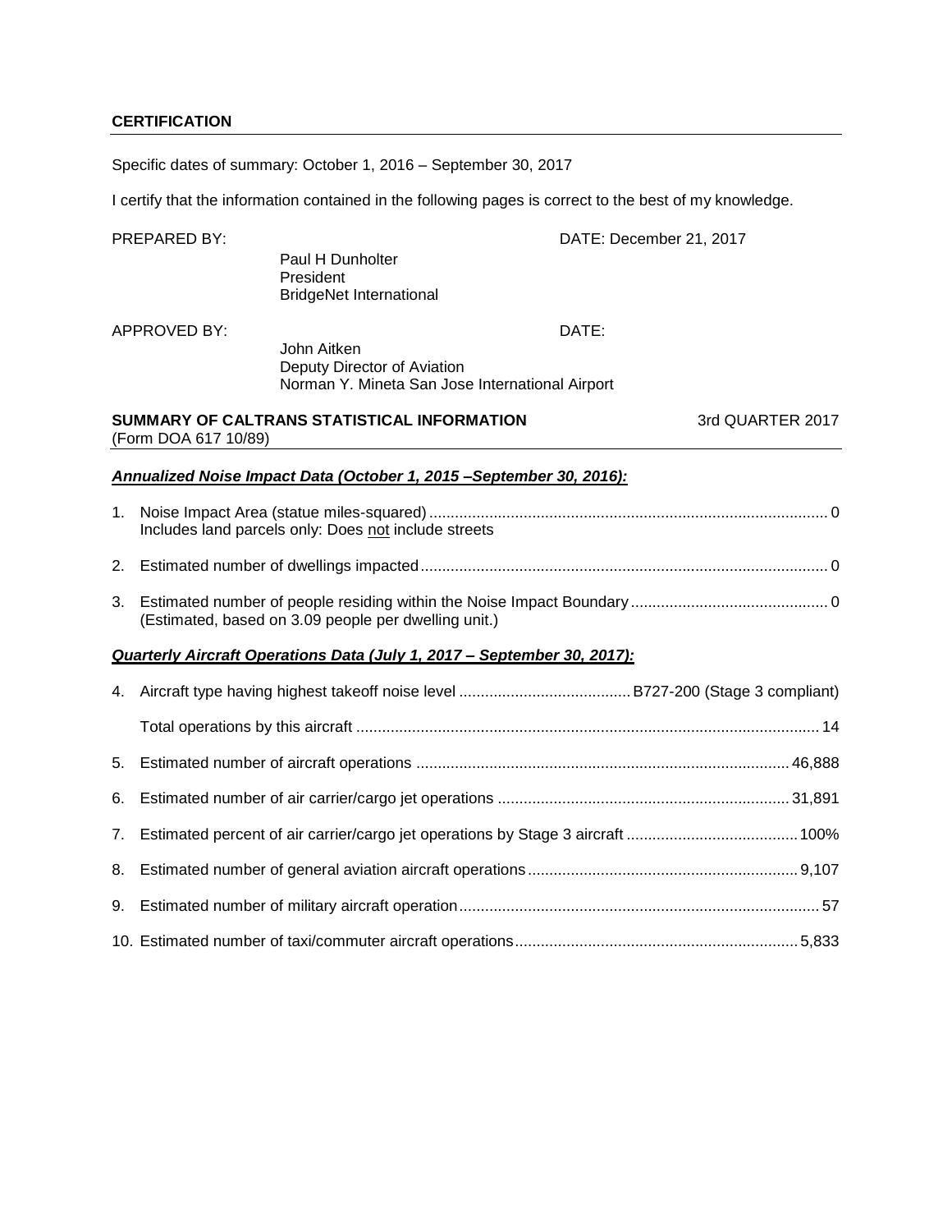**CERTIFICATION**

Specific dates of summary: October 1, 2016 – September 30, 2017

I certify that the information contained in the following pages is correct to the best of my knowledge.

PREPARED BY: Paul H Dunholter  
President  
BridgeNet International

DATE: December 21, 2017

APPROVED BY: John Aitken  
Deputy Director of Aviation  
Norman Y. Mineta San Jose International Airport

DATE:

**SUMMARY OF CALTRANS STATISTICAL INFORMATION** 3rd QUARTER 2017  
(Form DOA 617 10/89)

***Annualized Noise Impact Data (October 1, 2015 –September 30, 2016):***

1. Noise Impact Area (statue miles-squared) .......... 0  
   Includes land parcels only: Does not include streets

2. Estimated number of dwellings impacted .......... 0

3. Estimated number of people residing within the Noise Impact Boundary .......... 0  
   (Estimated, based on 3.09 people per dwelling unit.)

***Quarterly Aircraft Operations Data (July 1, 2017 – September 30, 2017):***

4. Aircraft type having highest takeoff noise level .......... B727-200 (Stage 3 compliant)

   Total operations by this aircraft .......... 14

5. Estimated number of aircraft operations .......... 46,888

6. Estimated number of air carrier/cargo jet operations .......... 31,891

7. Estimated percent of air carrier/cargo jet operations by Stage 3 aircraft .......... 100%

8. Estimated number of general aviation aircraft operations .......... 9,107

9. Estimated number of military aircraft operation .......... 57

10. Estimated number of taxi/commuter aircraft operations .......... 5,833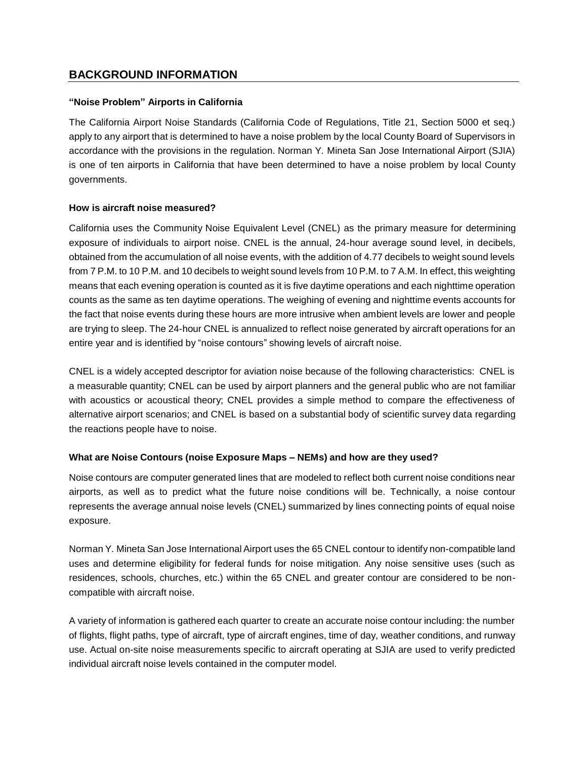## BACKGROUND INFORMATION

### "Noise Problem" Airports in California

The California Airport Noise Standards (California Code of Regulations, Title 21, Section 5000 et seq.) apply to any airport that is determined to have a noise problem by the local County Board of Supervisors in accordance with the provisions in the regulation. Norman Y. Mineta San Jose International Airport (SJIA) is one of ten airports in California that have been determined to have a noise problem by local County governments.

### How is aircraft noise measured?

California uses the Community Noise Equivalent Level (CNEL) as the primary measure for determining exposure of individuals to airport noise. CNEL is the annual, 24-hour average sound level, in decibels, obtained from the accumulation of all noise events, with the addition of 4.77 decibels to weight sound levels from 7 P.M. to 10 P.M. and 10 decibels to weight sound levels from 10 P.M. to 7 A.M. In effect, this weighting means that each evening operation is counted as it is five daytime operations and each nighttime operation counts as the same as ten daytime operations. The weighing of evening and nighttime events accounts for the fact that noise events during these hours are more intrusive when ambient levels are lower and people are trying to sleep. The 24-hour CNEL is annualized to reflect noise generated by aircraft operations for an entire year and is identified by "noise contours" showing levels of aircraft noise.

CNEL is a widely accepted descriptor for aviation noise because of the following characteristics: CNEL is a measurable quantity; CNEL can be used by airport planners and the general public who are not familiar with acoustics or acoustical theory; CNEL provides a simple method to compare the effectiveness of alternative airport scenarios; and CNEL is based on a substantial body of scientific survey data regarding the reactions people have to noise.

### What are Noise Contours (noise Exposure Maps – NEMs) and how are they used?

Noise contours are computer generated lines that are modeled to reflect both current noise conditions near airports, as well as to predict what the future noise conditions will be. Technically, a noise contour represents the average annual noise levels (CNEL) summarized by lines connecting points of equal noise exposure.

Norman Y. Mineta San Jose International Airport uses the 65 CNEL contour to identify non-compatible land uses and determine eligibility for federal funds for noise mitigation. Any noise sensitive uses (such as residences, schools, churches, etc.) within the 65 CNEL and greater contour are considered to be non-compatible with aircraft noise.

A variety of information is gathered each quarter to create an accurate noise contour including: the number of flights, flight paths, type of aircraft, type of aircraft engines, time of day, weather conditions, and runway use. Actual on-site noise measurements specific to aircraft operating at SJIA are used to verify predicted individual aircraft noise levels contained in the computer model.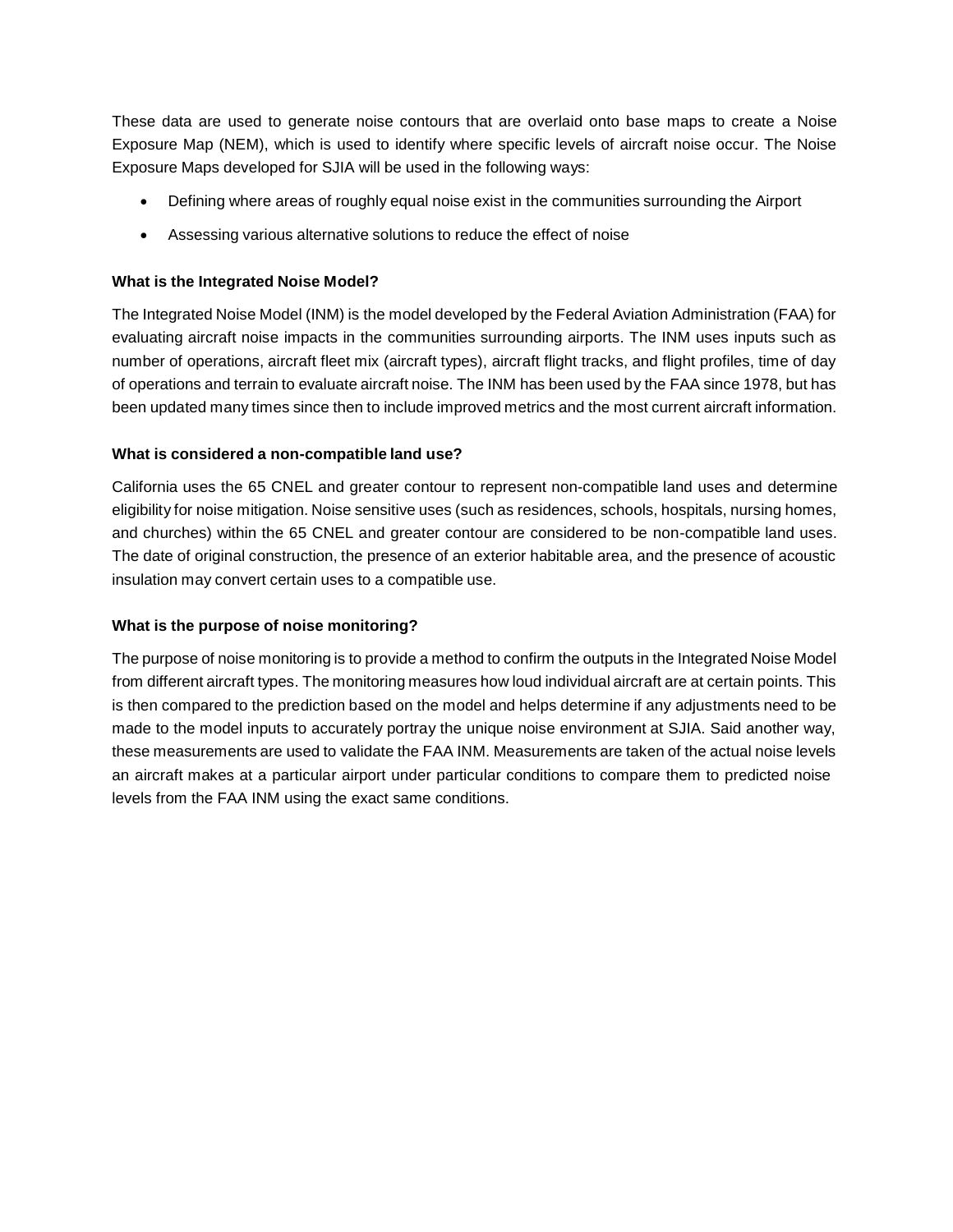These data are used to generate noise contours that are overlaid onto base maps to create a Noise Exposure Map (NEM), which is used to identify where specific levels of aircraft noise occur. The Noise Exposure Maps developed for SJIA will be used in the following ways:

- Defining where areas of roughly equal noise exist in the communities surrounding the Airport
- Assessing various alternative solutions to reduce the effect of noise

**What is the Integrated Noise Model?**

The Integrated Noise Model (INM) is the model developed by the Federal Aviation Administration (FAA) for evaluating aircraft noise impacts in the communities surrounding airports. The INM uses inputs such as number of operations, aircraft fleet mix (aircraft types), aircraft flight tracks, and flight profiles, time of day of operations and terrain to evaluate aircraft noise. The INM has been used by the FAA since 1978, but has been updated many times since then to include improved metrics and the most current aircraft information.

**What is considered a non-compatible land use?**

California uses the 65 CNEL and greater contour to represent non-compatible land uses and determine eligibility for noise mitigation. Noise sensitive uses (such as residences, schools, hospitals, nursing homes, and churches) within the 65 CNEL and greater contour are considered to be non-compatible land uses. The date of original construction, the presence of an exterior habitable area, and the presence of acoustic insulation may convert certain uses to a compatible use.

**What is the purpose of noise monitoring?**

The purpose of noise monitoring is to provide a method to confirm the outputs in the Integrated Noise Model from different aircraft types. The monitoring measures how loud individual aircraft are at certain points. This is then compared to the prediction based on the model and helps determine if any adjustments need to be made to the model inputs to accurately portray the unique noise environment at SJIA. Said another way, these measurements are used to validate the FAA INM. Measurements are taken of the actual noise levels an aircraft makes at a particular airport under particular conditions to compare them to predicted noise levels from the FAA INM using the exact same conditions.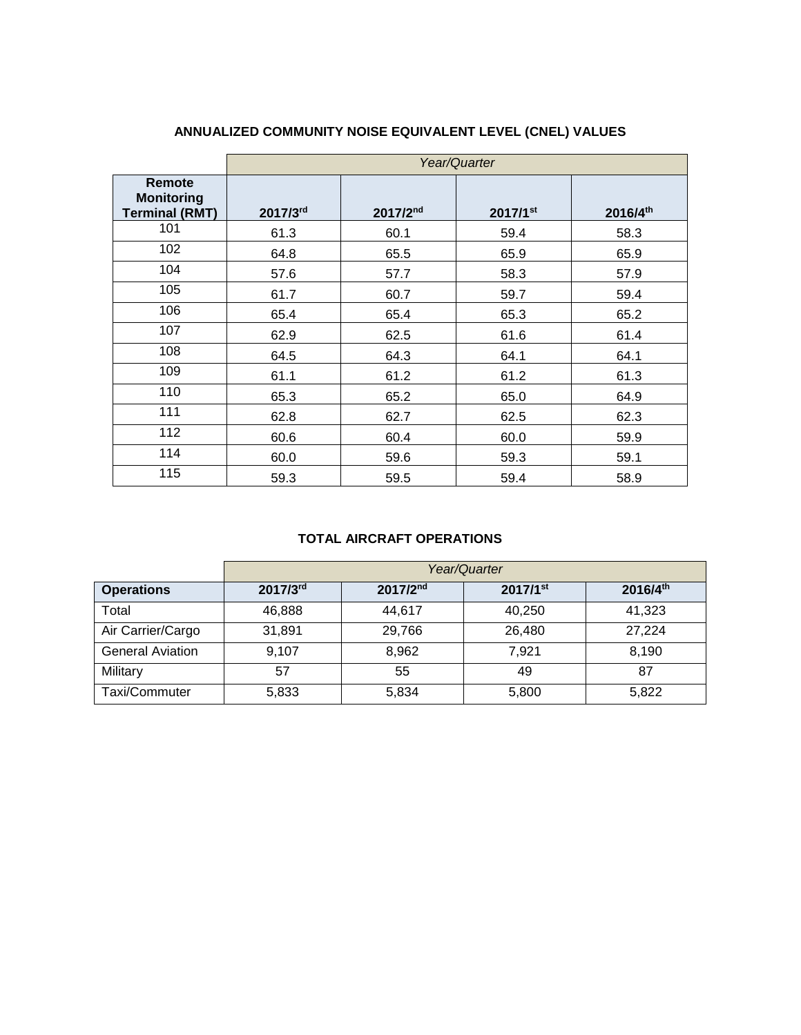## ANNUALIZED COMMUNITY NOISE EQUIVALENT LEVEL (CNEL) VALUES

| | *Year/Quarter* | | | |
|---|---|---|---|---|
| **Remote Monitoring Terminal (RMT)** | **2017/3rd** | **2017/2nd** | **2017/1st** | **2016/4th** |
| 101 | 61.3 | 60.1 | 59.4 | 58.3 |
| 102 | 64.8 | 65.5 | 65.9 | 65.9 |
| 104 | 57.6 | 57.7 | 58.3 | 57.9 |
| 105 | 61.7 | 60.7 | 59.7 | 59.4 |
| 106 | 65.4 | 65.4 | 65.3 | 65.2 |
| 107 | 62.9 | 62.5 | 61.6 | 61.4 |
| 108 | 64.5 | 64.3 | 64.1 | 64.1 |
| 109 | 61.1 | 61.2 | 61.2 | 61.3 |
| 110 | 65.3 | 65.2 | 65.0 | 64.9 |
| 111 | 62.8 | 62.7 | 62.5 | 62.3 |
| 112 | 60.6 | 60.4 | 60.0 | 59.9 |
| 114 | 60.0 | 59.6 | 59.3 | 59.1 |
| 115 | 59.3 | 59.5 | 59.4 | 58.9 |

## TOTAL AIRCRAFT OPERATIONS

| | *Year/Quarter* | | | |
|---|---|---|---|---|
| **Operations** | **2017/3rd** | **2017/2nd** | **2017/1st** | **2016/4th** |
| Total | 46,888 | 44,617 | 40,250 | 41,323 |
| Air Carrier/Cargo | 31,891 | 29,766 | 26,480 | 27,224 |
| General Aviation | 9,107 | 8,962 | 7,921 | 8,190 |
| Military | 57 | 55 | 49 | 87 |
| Taxi/Commuter | 5,833 | 5,834 | 5,800 | 5,822 |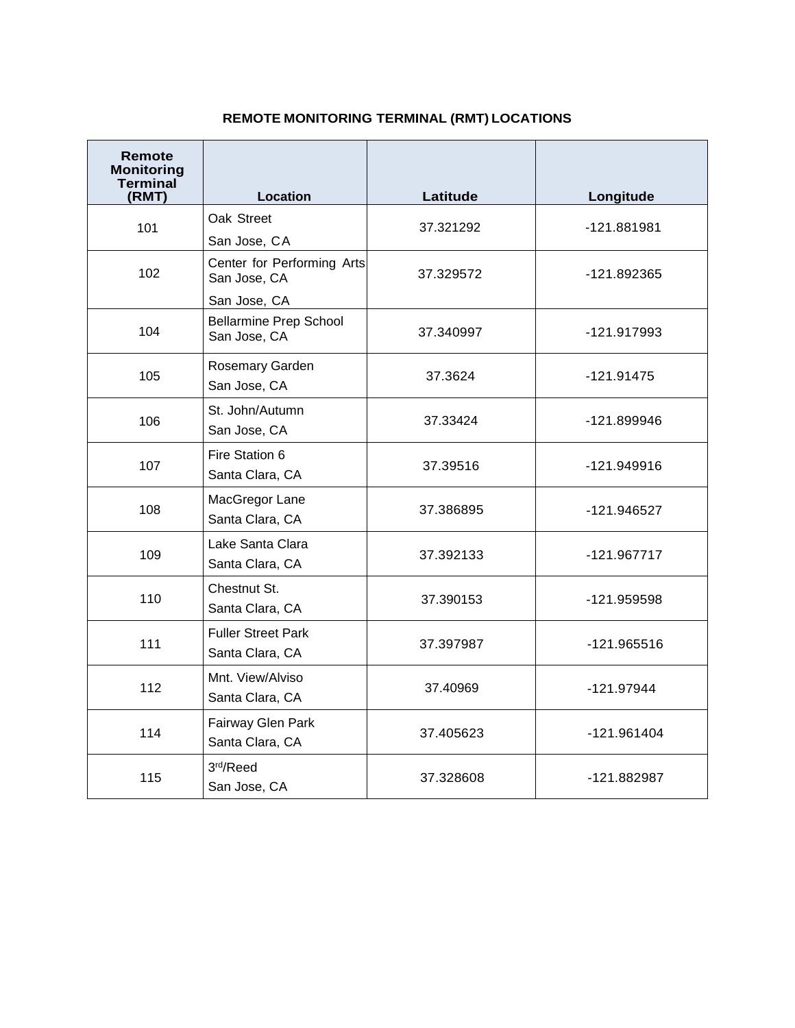**REMOTE MONITORING TERMINAL (RMT) LOCATIONS**

| Remote Monitoring Terminal (RMT) | Location | Latitude | Longitude |
|---|---|---|---|
| 101 | Oak Street San Jose, CA | 37.321292 | -121.881981 |
| 102 | Center for Performing Arts San Jose, CA San Jose, CA | 37.329572 | -121.892365 |
| 104 | Bellarmine Prep School San Jose, CA | 37.340997 | -121.917993 |
| 105 | Rosemary Garden San Jose, CA | 37.3624 | -121.91475 |
| 106 | St. John/Autumn San Jose, CA | 37.33424 | -121.899946 |
| 107 | Fire Station 6 Santa Clara, CA | 37.39516 | -121.949916 |
| 108 | MacGregor Lane Santa Clara, CA | 37.386895 | -121.946527 |
| 109 | Lake Santa Clara Santa Clara, CA | 37.392133 | -121.967717 |
| 110 | Chestnut St. Santa Clara, CA | 37.390153 | -121.959598 |
| 111 | Fuller Street Park Santa Clara, CA | 37.397987 | -121.965516 |
| 112 | Mnt. View/Alviso Santa Clara, CA | 37.40969 | -121.97944 |
| 114 | Fairway Glen Park Santa Clara, CA | 37.405623 | -121.961404 |
| 115 | 3rd/Reed San Jose, CA | 37.328608 | -121.882987 |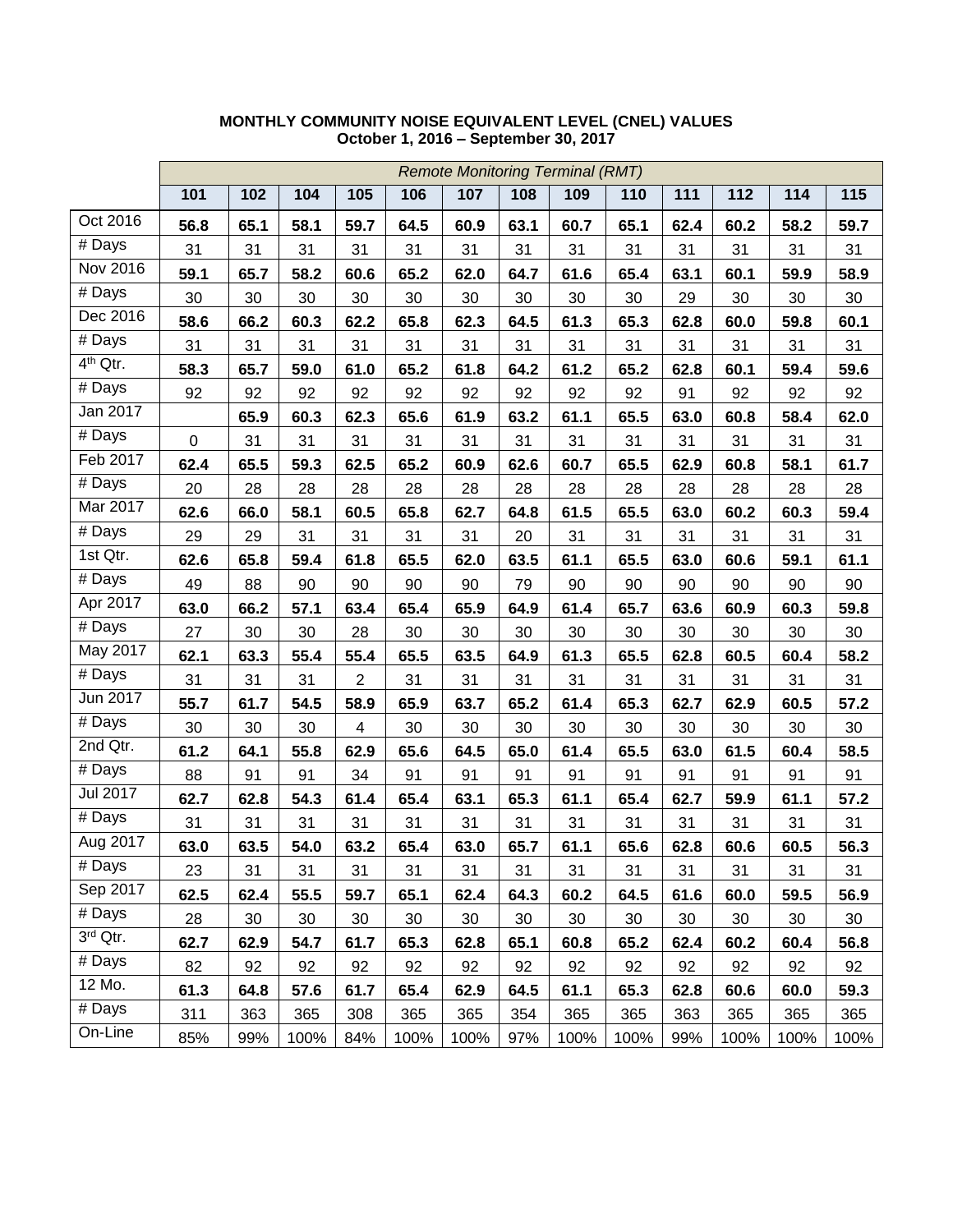**MONTHLY COMMUNITY NOISE EQUIVALENT LEVEL (CNEL) VALUES**
**October 1, 2016 – September 30, 2017**

| | *Remote Monitoring Terminal (RMT)* | | | | | | | | | | | | |
|---|---|---|---|---|---|---|---|---|---|---|---|---|---|
| | **101** | **102** | **104** | **105** | **106** | **107** | **108** | **109** | **110** | **111** | **112** | **114** | **115** |
| Oct 2016 | **56.8** | **65.1** | **58.1** | **59.7** | **64.5** | **60.9** | **63.1** | **60.7** | **65.1** | **62.4** | **60.2** | **58.2** | **59.7** |
| # Days | 31 | 31 | 31 | 31 | 31 | 31 | 31 | 31 | 31 | 31 | 31 | 31 | 31 |
| Nov 2016 | **59.1** | **65.7** | **58.2** | **60.6** | **65.2** | **62.0** | **64.7** | **61.6** | **65.4** | **63.1** | **60.1** | **59.9** | **58.9** |
| # Days | 30 | 30 | 30 | 30 | 30 | 30 | 30 | 30 | 30 | 29 | 30 | 30 | 30 |
| Dec 2016 | **58.6** | **66.2** | **60.3** | **62.2** | **65.8** | **62.3** | **64.5** | **61.3** | **65.3** | **62.8** | **60.0** | **59.8** | **60.1** |
| # Days | 31 | 31 | 31 | 31 | 31 | 31 | 31 | 31 | 31 | 31 | 31 | 31 | 31 |
| 4th Qtr. | **58.3** | **65.7** | **59.0** | **61.0** | **65.2** | **61.8** | **64.2** | **61.2** | **65.2** | **62.8** | **60.1** | **59.4** | **59.6** |
| # Days | 92 | 92 | 92 | 92 | 92 | 92 | 92 | 92 | 92 | 91 | 92 | 92 | 92 |
| Jan 2017 | | **65.9** | **60.3** | **62.3** | **65.6** | **61.9** | **63.2** | **61.1** | **65.5** | **63.0** | **60.8** | **58.4** | **62.0** |
| # Days | 0 | 31 | 31 | 31 | 31 | 31 | 31 | 31 | 31 | 31 | 31 | 31 | 31 |
| Feb 2017 | **62.4** | **65.5** | **59.3** | **62.5** | **65.2** | **60.9** | **62.6** | **60.7** | **65.5** | **62.9** | **60.8** | **58.1** | **61.7** |
| # Days | 20 | 28 | 28 | 28 | 28 | 28 | 28 | 28 | 28 | 28 | 28 | 28 | 28 |
| Mar 2017 | **62.6** | **66.0** | **58.1** | **60.5** | **65.8** | **62.7** | **64.8** | **61.5** | **65.5** | **63.0** | **60.2** | **60.3** | **59.4** |
| # Days | 29 | 29 | 31 | 31 | 31 | 31 | 20 | 31 | 31 | 31 | 31 | 31 | 31 |
| 1st Qtr. | **62.6** | **65.8** | **59.4** | **61.8** | **65.5** | **62.0** | **63.5** | **61.1** | **65.5** | **63.0** | **60.6** | **59.1** | **61.1** |
| # Days | 49 | 88 | 90 | 90 | 90 | 90 | 79 | 90 | 90 | 90 | 90 | 90 | 90 |
| Apr 2017 | **63.0** | **66.2** | **57.1** | **63.4** | **65.4** | **65.9** | **64.9** | **61.4** | **65.7** | **63.6** | **60.9** | **60.3** | **59.8** |
| # Days | 27 | 30 | 30 | 28 | 30 | 30 | 30 | 30 | 30 | 30 | 30 | 30 | 30 |
| May 2017 | **62.1** | **63.3** | **55.4** | **55.4** | **65.5** | **63.5** | **64.9** | **61.3** | **65.5** | **62.8** | **60.5** | **60.4** | **58.2** |
| # Days | 31 | 31 | 31 | 2 | 31 | 31 | 31 | 31 | 31 | 31 | 31 | 31 | 31 |
| Jun 2017 | **55.7** | **61.7** | **54.5** | **58.9** | **65.9** | **63.7** | **65.2** | **61.4** | **65.3** | **62.7** | **62.9** | **60.5** | **57.2** |
| # Days | 30 | 30 | 30 | 4 | 30 | 30 | 30 | 30 | 30 | 30 | 30 | 30 | 30 |
| 2nd Qtr. | **61.2** | **64.1** | **55.8** | **62.9** | **65.6** | **64.5** | **65.0** | **61.4** | **65.5** | **63.0** | **61.5** | **60.4** | **58.5** |
| # Days | 88 | 91 | 91 | 34 | 91 | 91 | 91 | 91 | 91 | 91 | 91 | 91 | 91 |
| Jul 2017 | **62.7** | **62.8** | **54.3** | **61.4** | **65.4** | **63.1** | **65.3** | **61.1** | **65.4** | **62.7** | **59.9** | **61.1** | **57.2** |
| # Days | 31 | 31 | 31 | 31 | 31 | 31 | 31 | 31 | 31 | 31 | 31 | 31 | 31 |
| Aug 2017 | **63.0** | **63.5** | **54.0** | **63.2** | **65.4** | **63.0** | **65.7** | **61.1** | **65.6** | **62.8** | **60.6** | **60.5** | **56.3** |
| # Days | 23 | 31 | 31 | 31 | 31 | 31 | 31 | 31 | 31 | 31 | 31 | 31 | 31 |
| Sep 2017 | **62.5** | **62.4** | **55.5** | **59.7** | **65.1** | **62.4** | **64.3** | **60.2** | **64.5** | **61.6** | **60.0** | **59.5** | **56.9** |
| # Days | 28 | 30 | 30 | 30 | 30 | 30 | 30 | 30 | 30 | 30 | 30 | 30 | 30 |
| 3rd Qtr. | **62.7** | **62.9** | **54.7** | **61.7** | **65.3** | **62.8** | **65.1** | **60.8** | **65.2** | **62.4** | **60.2** | **60.4** | **56.8** |
| # Days | 82 | 92 | 92 | 92 | 92 | 92 | 92 | 92 | 92 | 92 | 92 | 92 | 92 |
| 12 Mo. | **61.3** | **64.8** | **57.6** | **61.7** | **65.4** | **62.9** | **64.5** | **61.1** | **65.3** | **62.8** | **60.6** | **60.0** | **59.3** |
| # Days | 311 | 363 | 365 | 308 | 365 | 365 | 354 | 365 | 365 | 363 | 365 | 365 | 365 |
| On-Line | 85% | 99% | 100% | 84% | 100% | 100% | 97% | 100% | 100% | 99% | 100% | 100% | 100% |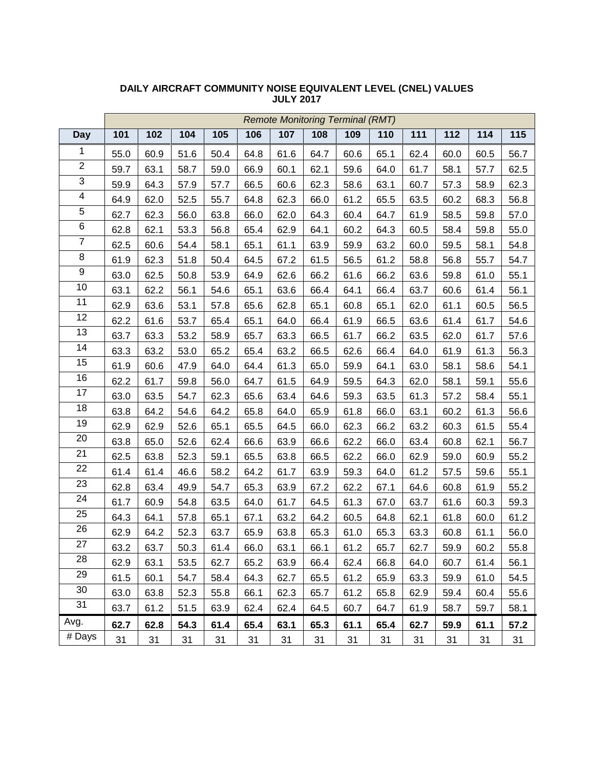**DAILY AIRCRAFT COMMUNITY NOISE EQUIVALENT LEVEL (CNEL) VALUES**
**JULY 2017**

| | *Remote Monitoring Terminal (RMT)* | | | | | | | | | | | | |
|---|---|---|---|---|---|---|---|---|---|---|---|---|---|
| **Day** | **101** | **102** | **104** | **105** | **106** | **107** | **108** | **109** | **110** | **111** | **112** | **114** | **115** |
| 1 | 55.0 | 60.9 | 51.6 | 50.4 | 64.8 | 61.6 | 64.7 | 60.6 | 65.1 | 62.4 | 60.0 | 60.5 | 56.7 |
| 2 | 59.7 | 63.1 | 58.7 | 59.0 | 66.9 | 60.1 | 62.1 | 59.6 | 64.0 | 61.7 | 58.1 | 57.7 | 62.5 |
| 3 | 59.9 | 64.3 | 57.9 | 57.7 | 66.5 | 60.6 | 62.3 | 58.6 | 63.1 | 60.7 | 57.3 | 58.9 | 62.3 |
| 4 | 64.9 | 62.0 | 52.5 | 55.7 | 64.8 | 62.3 | 66.0 | 61.2 | 65.5 | 63.5 | 60.2 | 68.3 | 56.8 |
| 5 | 62.7 | 62.3 | 56.0 | 63.8 | 66.0 | 62.0 | 64.3 | 60.4 | 64.7 | 61.9 | 58.5 | 59.8 | 57.0 |
| 6 | 62.8 | 62.1 | 53.3 | 56.8 | 65.4 | 62.9 | 64.1 | 60.2 | 64.3 | 60.5 | 58.4 | 59.8 | 55.0 |
| 7 | 62.5 | 60.6 | 54.4 | 58.1 | 65.1 | 61.1 | 63.9 | 59.9 | 63.2 | 60.0 | 59.5 | 58.1 | 54.8 |
| 8 | 61.9 | 62.3 | 51.8 | 50.4 | 64.5 | 67.2 | 61.5 | 56.5 | 61.2 | 58.8 | 56.8 | 55.7 | 54.7 |
| 9 | 63.0 | 62.5 | 50.8 | 53.9 | 64.9 | 62.6 | 66.2 | 61.6 | 66.2 | 63.6 | 59.8 | 61.0 | 55.1 |
| 10 | 63.1 | 62.2 | 56.1 | 54.6 | 65.1 | 63.6 | 66.4 | 64.1 | 66.4 | 63.7 | 60.6 | 61.4 | 56.1 |
| 11 | 62.9 | 63.6 | 53.1 | 57.8 | 65.6 | 62.8 | 65.1 | 60.8 | 65.1 | 62.0 | 61.1 | 60.5 | 56.5 |
| 12 | 62.2 | 61.6 | 53.7 | 65.4 | 65.1 | 64.0 | 66.4 | 61.9 | 66.5 | 63.6 | 61.4 | 61.7 | 54.6 |
| 13 | 63.7 | 63.3 | 53.2 | 58.9 | 65.7 | 63.3 | 66.5 | 61.7 | 66.2 | 63.5 | 62.0 | 61.7 | 57.6 |
| 14 | 63.3 | 63.2 | 53.0 | 65.2 | 65.4 | 63.2 | 66.5 | 62.6 | 66.4 | 64.0 | 61.9 | 61.3 | 56.3 |
| 15 | 61.9 | 60.6 | 47.9 | 64.0 | 64.4 | 61.3 | 65.0 | 59.9 | 64.1 | 63.0 | 58.1 | 58.6 | 54.1 |
| 16 | 62.2 | 61.7 | 59.8 | 56.0 | 64.7 | 61.5 | 64.9 | 59.5 | 64.3 | 62.0 | 58.1 | 59.1 | 55.6 |
| 17 | 63.0 | 63.5 | 54.7 | 62.3 | 65.6 | 63.4 | 64.6 | 59.3 | 63.5 | 61.3 | 57.2 | 58.4 | 55.1 |
| 18 | 63.8 | 64.2 | 54.6 | 64.2 | 65.8 | 64.0 | 65.9 | 61.8 | 66.0 | 63.1 | 60.2 | 61.3 | 56.6 |
| 19 | 62.9 | 62.9 | 52.6 | 65.1 | 65.5 | 64.5 | 66.0 | 62.3 | 66.2 | 63.2 | 60.3 | 61.5 | 55.4 |
| 20 | 63.8 | 65.0 | 52.6 | 62.4 | 66.6 | 63.9 | 66.6 | 62.2 | 66.0 | 63.4 | 60.8 | 62.1 | 56.7 |
| 21 | 62.5 | 63.8 | 52.3 | 59.1 | 65.5 | 63.8 | 66.5 | 62.2 | 66.0 | 62.9 | 59.0 | 60.9 | 55.2 |
| 22 | 61.4 | 61.4 | 46.6 | 58.2 | 64.2 | 61.7 | 63.9 | 59.3 | 64.0 | 61.2 | 57.5 | 59.6 | 55.1 |
| 23 | 62.8 | 63.4 | 49.9 | 54.7 | 65.3 | 63.9 | 67.2 | 62.2 | 67.1 | 64.6 | 60.8 | 61.9 | 55.2 |
| 24 | 61.7 | 60.9 | 54.8 | 63.5 | 64.0 | 61.7 | 64.5 | 61.3 | 67.0 | 63.7 | 61.6 | 60.3 | 59.3 |
| 25 | 64.3 | 64.1 | 57.8 | 65.1 | 67.1 | 63.2 | 64.2 | 60.5 | 64.8 | 62.1 | 61.8 | 60.0 | 61.2 |
| 26 | 62.9 | 64.2 | 52.3 | 63.7 | 65.9 | 63.8 | 65.3 | 61.0 | 65.3 | 63.3 | 60.8 | 61.1 | 56.0 |
| 27 | 63.2 | 63.7 | 50.3 | 61.4 | 66.0 | 63.1 | 66.1 | 61.2 | 65.7 | 62.7 | 59.9 | 60.2 | 55.8 |
| 28 | 62.9 | 63.1 | 53.5 | 62.7 | 65.2 | 63.9 | 66.4 | 62.4 | 66.8 | 64.0 | 60.7 | 61.4 | 56.1 |
| 29 | 61.5 | 60.1 | 54.7 | 58.4 | 64.3 | 62.7 | 65.5 | 61.2 | 65.9 | 63.3 | 59.9 | 61.0 | 54.5 |
| 30 | 63.0 | 63.8 | 52.3 | 55.8 | 66.1 | 62.3 | 65.7 | 61.2 | 65.8 | 62.9 | 59.4 | 60.4 | 55.6 |
| 31 | 63.7 | 61.2 | 51.5 | 63.9 | 62.4 | 62.4 | 64.5 | 60.7 | 64.7 | 61.9 | 58.7 | 59.7 | 58.1 |
| Avg. | **62.7** | **62.8** | **54.3** | **61.4** | **65.4** | **63.1** | **65.3** | **61.1** | **65.4** | **62.7** | **59.9** | **61.1** | **57.2** |
| # Days | 31 | 31 | 31 | 31 | 31 | 31 | 31 | 31 | 31 | 31 | 31 | 31 | 31 |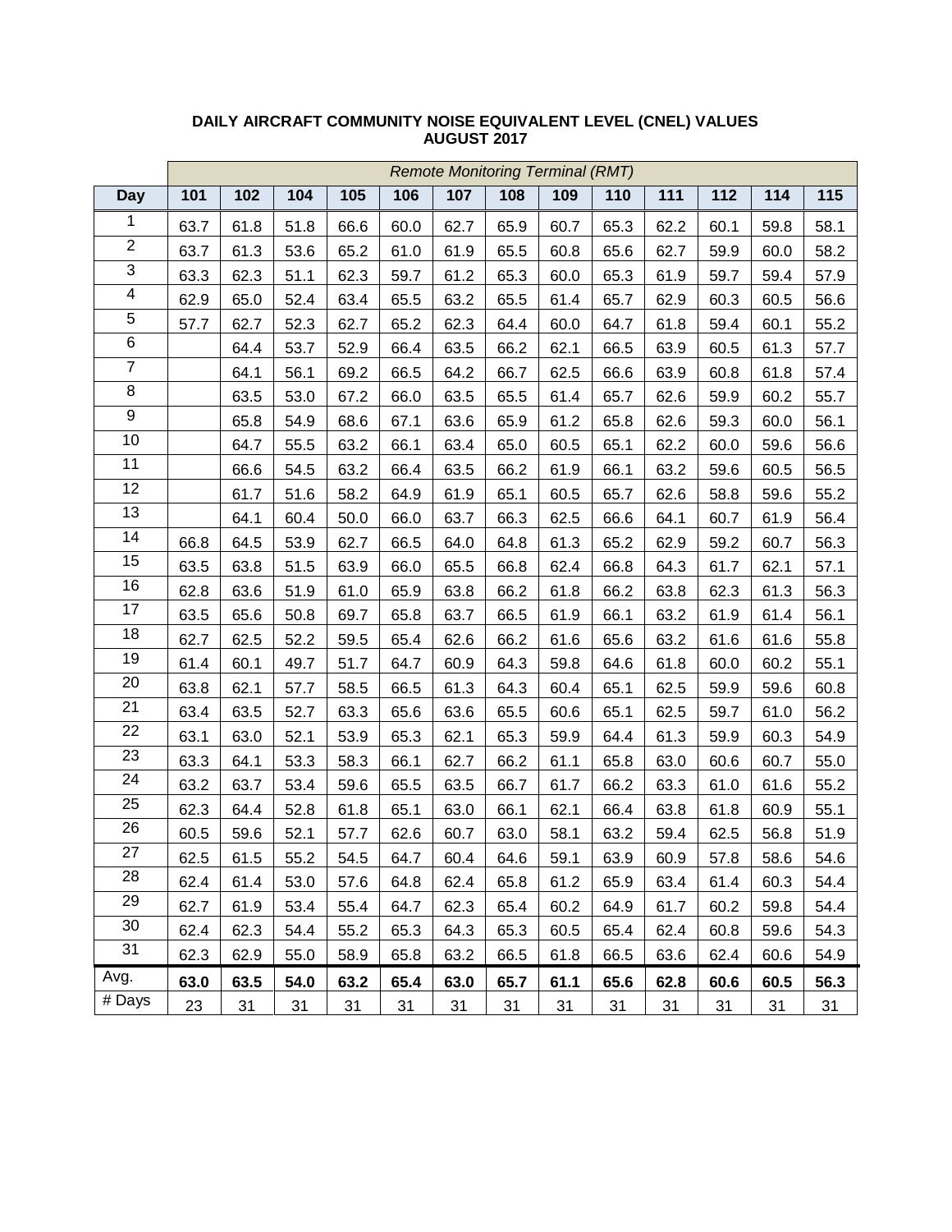**DAILY AIRCRAFT COMMUNITY NOISE EQUIVALENT LEVEL (CNEL) VALUES**
**AUGUST 2017**

| | *Remote Monitoring Terminal (RMT)* | | | | | | | | | | | | |
|---|---|---|---|---|---|---|---|---|---|---|---|---|---|
| **Day** | **101** | **102** | **104** | **105** | **106** | **107** | **108** | **109** | **110** | **111** | **112** | **114** | **115** |
| 1 | 63.7 | 61.8 | 51.8 | 66.6 | 60.0 | 62.7 | 65.9 | 60.7 | 65.3 | 62.2 | 60.1 | 59.8 | 58.1 |
| 2 | 63.7 | 61.3 | 53.6 | 65.2 | 61.0 | 61.9 | 65.5 | 60.8 | 65.6 | 62.7 | 59.9 | 60.0 | 58.2 |
| 3 | 63.3 | 62.3 | 51.1 | 62.3 | 59.7 | 61.2 | 65.3 | 60.0 | 65.3 | 61.9 | 59.7 | 59.4 | 57.9 |
| 4 | 62.9 | 65.0 | 52.4 | 63.4 | 65.5 | 63.2 | 65.5 | 61.4 | 65.7 | 62.9 | 60.3 | 60.5 | 56.6 |
| 5 | 57.7 | 62.7 | 52.3 | 62.7 | 65.2 | 62.3 | 64.4 | 60.0 | 64.7 | 61.8 | 59.4 | 60.1 | 55.2 |
| 6 | | 64.4 | 53.7 | 52.9 | 66.4 | 63.5 | 66.2 | 62.1 | 66.5 | 63.9 | 60.5 | 61.3 | 57.7 |
| 7 | | 64.1 | 56.1 | 69.2 | 66.5 | 64.2 | 66.7 | 62.5 | 66.6 | 63.9 | 60.8 | 61.8 | 57.4 |
| 8 | | 63.5 | 53.0 | 67.2 | 66.0 | 63.5 | 65.5 | 61.4 | 65.7 | 62.6 | 59.9 | 60.2 | 55.7 |
| 9 | | 65.8 | 54.9 | 68.6 | 67.1 | 63.6 | 65.9 | 61.2 | 65.8 | 62.6 | 59.3 | 60.0 | 56.1 |
| 10 | | 64.7 | 55.5 | 63.2 | 66.1 | 63.4 | 65.0 | 60.5 | 65.1 | 62.2 | 60.0 | 59.6 | 56.6 |
| 11 | | 66.6 | 54.5 | 63.2 | 66.4 | 63.5 | 66.2 | 61.9 | 66.1 | 63.2 | 59.6 | 60.5 | 56.5 |
| 12 | | 61.7 | 51.6 | 58.2 | 64.9 | 61.9 | 65.1 | 60.5 | 65.7 | 62.6 | 58.8 | 59.6 | 55.2 |
| 13 | | 64.1 | 60.4 | 50.0 | 66.0 | 63.7 | 66.3 | 62.5 | 66.6 | 64.1 | 60.7 | 61.9 | 56.4 |
| 14 | 66.8 | 64.5 | 53.9 | 62.7 | 66.5 | 64.0 | 64.8 | 61.3 | 65.2 | 62.9 | 59.2 | 60.7 | 56.3 |
| 15 | 63.5 | 63.8 | 51.5 | 63.9 | 66.0 | 65.5 | 66.8 | 62.4 | 66.8 | 64.3 | 61.7 | 62.1 | 57.1 |
| 16 | 62.8 | 63.6 | 51.9 | 61.0 | 65.9 | 63.8 | 66.2 | 61.8 | 66.2 | 63.8 | 62.3 | 61.3 | 56.3 |
| 17 | 63.5 | 65.6 | 50.8 | 69.7 | 65.8 | 63.7 | 66.5 | 61.9 | 66.1 | 63.2 | 61.9 | 61.4 | 56.1 |
| 18 | 62.7 | 62.5 | 52.2 | 59.5 | 65.4 | 62.6 | 66.2 | 61.6 | 65.6 | 63.2 | 61.6 | 61.6 | 55.8 |
| 19 | 61.4 | 60.1 | 49.7 | 51.7 | 64.7 | 60.9 | 64.3 | 59.8 | 64.6 | 61.8 | 60.0 | 60.2 | 55.1 |
| 20 | 63.8 | 62.1 | 57.7 | 58.5 | 66.5 | 61.3 | 64.3 | 60.4 | 65.1 | 62.5 | 59.9 | 59.6 | 60.8 |
| 21 | 63.4 | 63.5 | 52.7 | 63.3 | 65.6 | 63.6 | 65.5 | 60.6 | 65.1 | 62.5 | 59.7 | 61.0 | 56.2 |
| 22 | 63.1 | 63.0 | 52.1 | 53.9 | 65.3 | 62.1 | 65.3 | 59.9 | 64.4 | 61.3 | 59.9 | 60.3 | 54.9 |
| 23 | 63.3 | 64.1 | 53.3 | 58.3 | 66.1 | 62.7 | 66.2 | 61.1 | 65.8 | 63.0 | 60.6 | 60.7 | 55.0 |
| 24 | 63.2 | 63.7 | 53.4 | 59.6 | 65.5 | 63.5 | 66.7 | 61.7 | 66.2 | 63.3 | 61.0 | 61.6 | 55.2 |
| 25 | 62.3 | 64.4 | 52.8 | 61.8 | 65.1 | 63.0 | 66.1 | 62.1 | 66.4 | 63.8 | 61.8 | 60.9 | 55.1 |
| 26 | 60.5 | 59.6 | 52.1 | 57.7 | 62.6 | 60.7 | 63.0 | 58.1 | 63.2 | 59.4 | 62.5 | 56.8 | 51.9 |
| 27 | 62.5 | 61.5 | 55.2 | 54.5 | 64.7 | 60.4 | 64.6 | 59.1 | 63.9 | 60.9 | 57.8 | 58.6 | 54.6 |
| 28 | 62.4 | 61.4 | 53.0 | 57.6 | 64.8 | 62.4 | 65.8 | 61.2 | 65.9 | 63.4 | 61.4 | 60.3 | 54.4 |
| 29 | 62.7 | 61.9 | 53.4 | 55.4 | 64.7 | 62.3 | 65.4 | 60.2 | 64.9 | 61.7 | 60.2 | 59.8 | 54.4 |
| 30 | 62.4 | 62.3 | 54.4 | 55.2 | 65.3 | 64.3 | 65.3 | 60.5 | 65.4 | 62.4 | 60.8 | 59.6 | 54.3 |
| 31 | 62.3 | 62.9 | 55.0 | 58.9 | 65.8 | 63.2 | 66.5 | 61.8 | 66.5 | 63.6 | 62.4 | 60.6 | 54.9 |
| Avg. | **63.0** | **63.5** | **54.0** | **63.2** | **65.4** | **63.0** | **65.7** | **61.1** | **65.6** | **62.8** | **60.6** | **60.5** | **56.3** |
| # Days | 23 | 31 | 31 | 31 | 31 | 31 | 31 | 31 | 31 | 31 | 31 | 31 | 31 |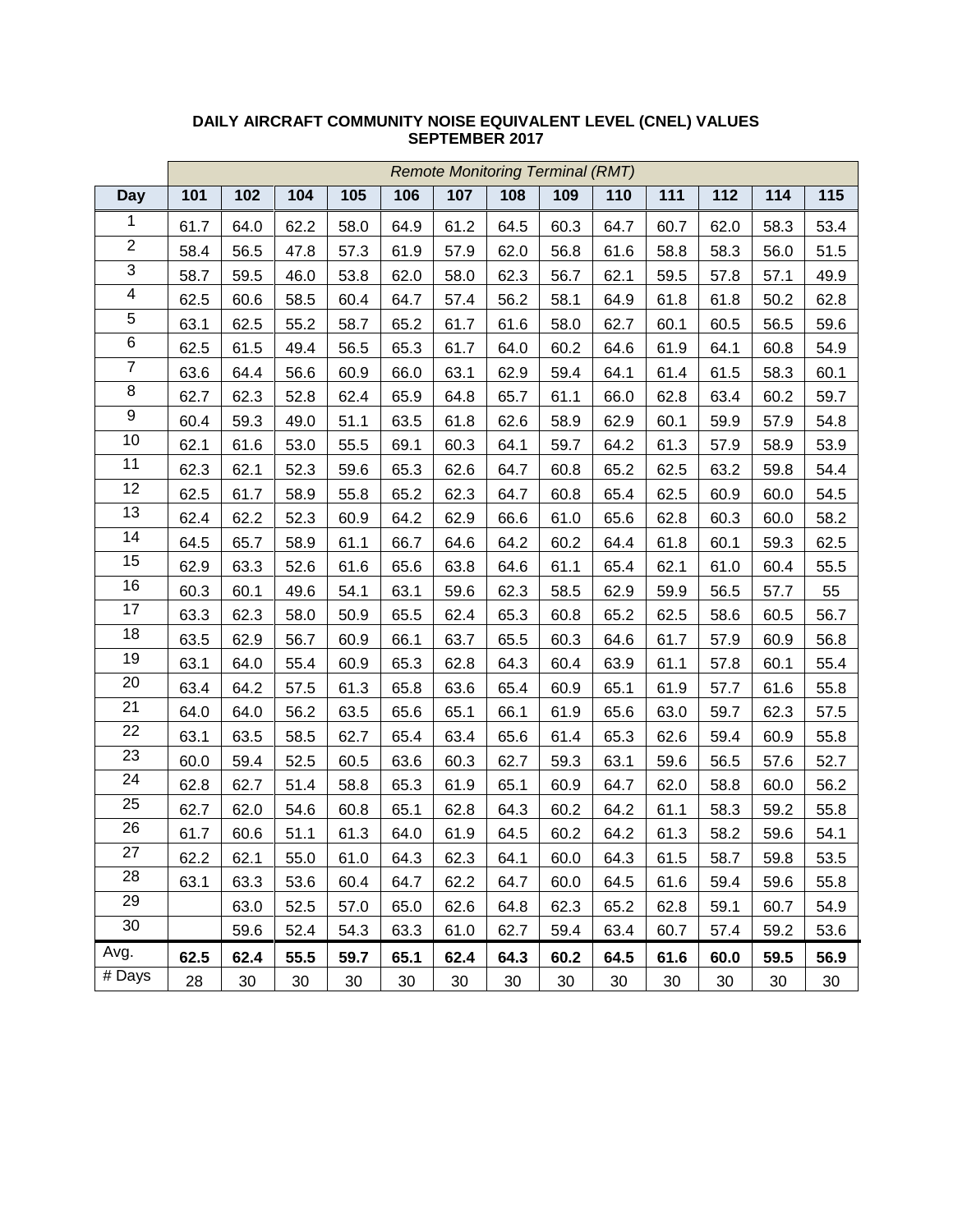**DAILY AIRCRAFT COMMUNITY NOISE EQUIVALENT LEVEL (CNEL) VALUES**
**SEPTEMBER 2017**

| | *Remote Monitoring Terminal (RMT)* | | | | | | | | | | | | |
|---|---|---|---|---|---|---|---|---|---|---|---|---|---|
| **Day** | **101** | **102** | **104** | **105** | **106** | **107** | **108** | **109** | **110** | **111** | **112** | **114** | **115** |
| 1 | 61.7 | 64.0 | 62.2 | 58.0 | 64.9 | 61.2 | 64.5 | 60.3 | 64.7 | 60.7 | 62.0 | 58.3 | 53.4 |
| 2 | 58.4 | 56.5 | 47.8 | 57.3 | 61.9 | 57.9 | 62.0 | 56.8 | 61.6 | 58.8 | 58.3 | 56.0 | 51.5 |
| 3 | 58.7 | 59.5 | 46.0 | 53.8 | 62.0 | 58.0 | 62.3 | 56.7 | 62.1 | 59.5 | 57.8 | 57.1 | 49.9 |
| 4 | 62.5 | 60.6 | 58.5 | 60.4 | 64.7 | 57.4 | 56.2 | 58.1 | 64.9 | 61.8 | 61.8 | 50.2 | 62.8 |
| 5 | 63.1 | 62.5 | 55.2 | 58.7 | 65.2 | 61.7 | 61.6 | 58.0 | 62.7 | 60.1 | 60.5 | 56.5 | 59.6 |
| 6 | 62.5 | 61.5 | 49.4 | 56.5 | 65.3 | 61.7 | 64.0 | 60.2 | 64.6 | 61.9 | 64.1 | 60.8 | 54.9 |
| 7 | 63.6 | 64.4 | 56.6 | 60.9 | 66.0 | 63.1 | 62.9 | 59.4 | 64.1 | 61.4 | 61.5 | 58.3 | 60.1 |
| 8 | 62.7 | 62.3 | 52.8 | 62.4 | 65.9 | 64.8 | 65.7 | 61.1 | 66.0 | 62.8 | 63.4 | 60.2 | 59.7 |
| 9 | 60.4 | 59.3 | 49.0 | 51.1 | 63.5 | 61.8 | 62.6 | 58.9 | 62.9 | 60.1 | 59.9 | 57.9 | 54.8 |
| 10 | 62.1 | 61.6 | 53.0 | 55.5 | 69.1 | 60.3 | 64.1 | 59.7 | 64.2 | 61.3 | 57.9 | 58.9 | 53.9 |
| 11 | 62.3 | 62.1 | 52.3 | 59.6 | 65.3 | 62.6 | 64.7 | 60.8 | 65.2 | 62.5 | 63.2 | 59.8 | 54.4 |
| 12 | 62.5 | 61.7 | 58.9 | 55.8 | 65.2 | 62.3 | 64.7 | 60.8 | 65.4 | 62.5 | 60.9 | 60.0 | 54.5 |
| 13 | 62.4 | 62.2 | 52.3 | 60.9 | 64.2 | 62.9 | 66.6 | 61.0 | 65.6 | 62.8 | 60.3 | 60.0 | 58.2 |
| 14 | 64.5 | 65.7 | 58.9 | 61.1 | 66.7 | 64.6 | 64.2 | 60.2 | 64.4 | 61.8 | 60.1 | 59.3 | 62.5 |
| 15 | 62.9 | 63.3 | 52.6 | 61.6 | 65.6 | 63.8 | 64.6 | 61.1 | 65.4 | 62.1 | 61.0 | 60.4 | 55.5 |
| 16 | 60.3 | 60.1 | 49.6 | 54.1 | 63.1 | 59.6 | 62.3 | 58.5 | 62.9 | 59.9 | 56.5 | 57.7 | 55 |
| 17 | 63.3 | 62.3 | 58.0 | 50.9 | 65.5 | 62.4 | 65.3 | 60.8 | 65.2 | 62.5 | 58.6 | 60.5 | 56.7 |
| 18 | 63.5 | 62.9 | 56.7 | 60.9 | 66.1 | 63.7 | 65.5 | 60.3 | 64.6 | 61.7 | 57.9 | 60.9 | 56.8 |
| 19 | 63.1 | 64.0 | 55.4 | 60.9 | 65.3 | 62.8 | 64.3 | 60.4 | 63.9 | 61.1 | 57.8 | 60.1 | 55.4 |
| 20 | 63.4 | 64.2 | 57.5 | 61.3 | 65.8 | 63.6 | 65.4 | 60.9 | 65.1 | 61.9 | 57.7 | 61.6 | 55.8 |
| 21 | 64.0 | 64.0 | 56.2 | 63.5 | 65.6 | 65.1 | 66.1 | 61.9 | 65.6 | 63.0 | 59.7 | 62.3 | 57.5 |
| 22 | 63.1 | 63.5 | 58.5 | 62.7 | 65.4 | 63.4 | 65.6 | 61.4 | 65.3 | 62.6 | 59.4 | 60.9 | 55.8 |
| 23 | 60.0 | 59.4 | 52.5 | 60.5 | 63.6 | 60.3 | 62.7 | 59.3 | 63.1 | 59.6 | 56.5 | 57.6 | 52.7 |
| 24 | 62.8 | 62.7 | 51.4 | 58.8 | 65.3 | 61.9 | 65.1 | 60.9 | 64.7 | 62.0 | 58.8 | 60.0 | 56.2 |
| 25 | 62.7 | 62.0 | 54.6 | 60.8 | 65.1 | 62.8 | 64.3 | 60.2 | 64.2 | 61.1 | 58.3 | 59.2 | 55.8 |
| 26 | 61.7 | 60.6 | 51.1 | 61.3 | 64.0 | 61.9 | 64.5 | 60.2 | 64.2 | 61.3 | 58.2 | 59.6 | 54.1 |
| 27 | 62.2 | 62.1 | 55.0 | 61.0 | 64.3 | 62.3 | 64.1 | 60.0 | 64.3 | 61.5 | 58.7 | 59.8 | 53.5 |
| 28 | 63.1 | 63.3 | 53.6 | 60.4 | 64.7 | 62.2 | 64.7 | 60.0 | 64.5 | 61.6 | 59.4 | 59.6 | 55.8 |
| 29 | | 63.0 | 52.5 | 57.0 | 65.0 | 62.6 | 64.8 | 62.3 | 65.2 | 62.8 | 59.1 | 60.7 | 54.9 |
| 30 | | 59.6 | 52.4 | 54.3 | 63.3 | 61.0 | 62.7 | 59.4 | 63.4 | 60.7 | 57.4 | 59.2 | 53.6 |
| Avg. | **62.5** | **62.4** | **55.5** | **59.7** | **65.1** | **62.4** | **64.3** | **60.2** | **64.5** | **61.6** | **60.0** | **59.5** | **56.9** |
| # Days | 28 | 30 | 30 | 30 | 30 | 30 | 30 | 30 | 30 | 30 | 30 | 30 | 30 |